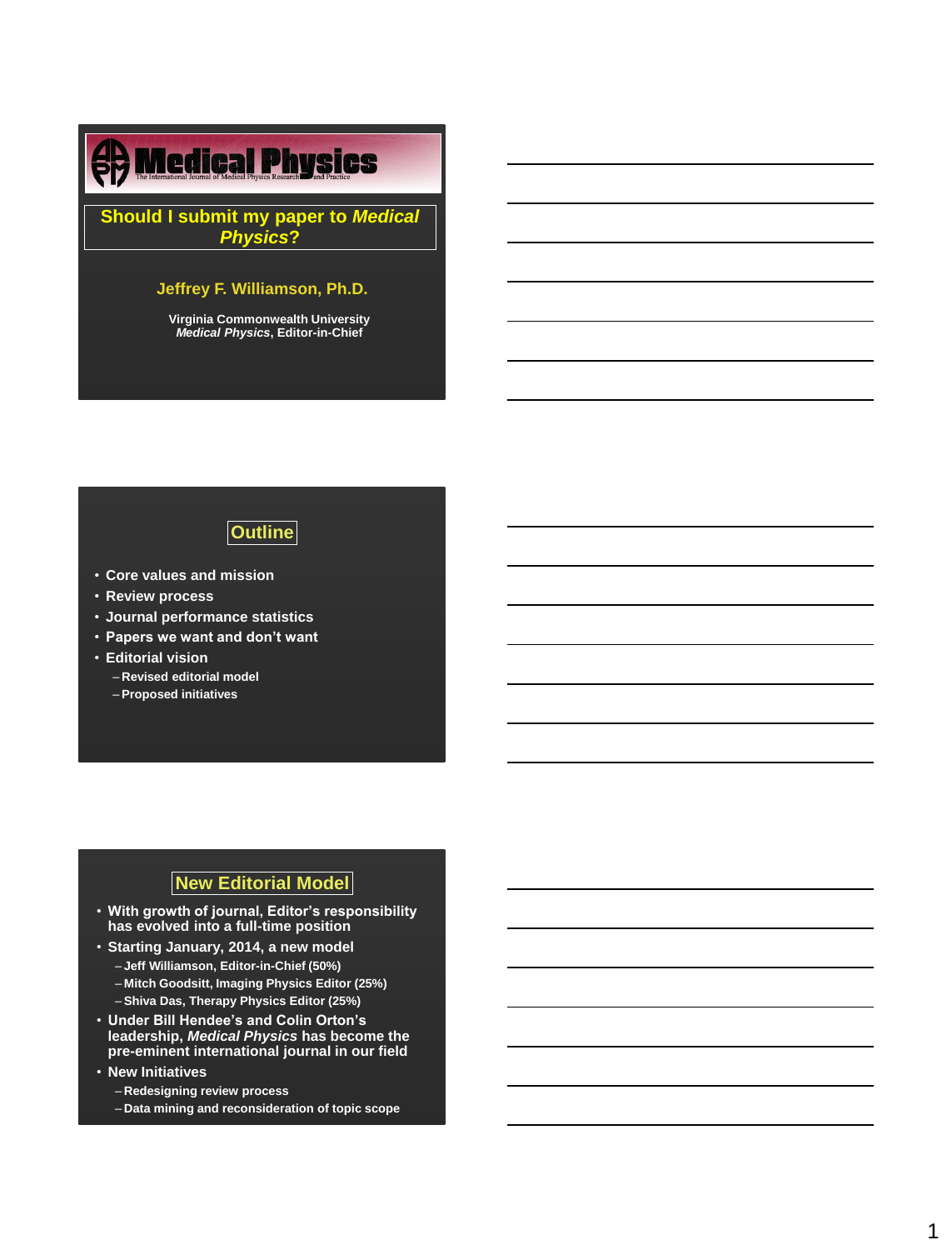# Medical Physics

The International Journal of Medical Physics Research and Practice

## Should I submit my paper to *Medical Physics*?

**Jeffrey F. Williamson, Ph.D.**

Virginia Commonwealth University
*Medical Physics*, Editor-in-Chief

## Outline

- Core values and mission
- Review process
- Journal performance statistics
- Papers we want and don't want
- Editorial vision
  - Revised editorial model
  - Proposed initiatives

## New Editorial Model

- With growth of journal, Editor's responsibility has evolved into a full-time position
- Starting January, 2014, a new model
  - Jeff Williamson, Editor-in-Chief (50%)
  - Mitch Goodsitt, Imaging Physics Editor (25%)
  - Shiva Das, Therapy Physics Editor (25%)
- Under Bill Hendee's and Colin Orton's leadership, *Medical Physics* has become the pre-eminent international journal in our field
- New Initiatives
  - Redesigning review process
  - Data mining and reconsideration of topic scope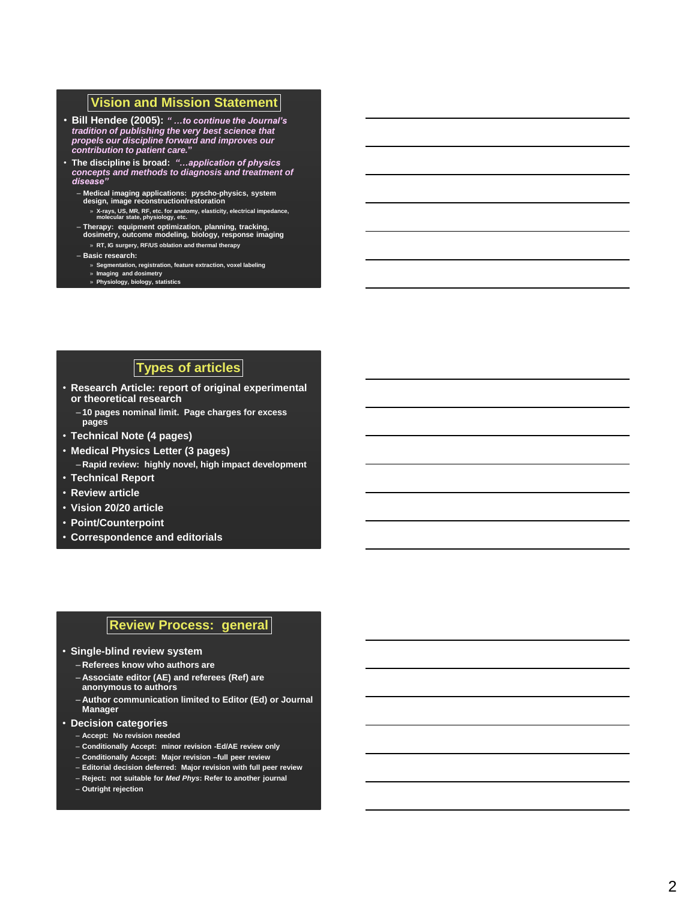## Vision and Mission Statement

- **Bill Hendee (2005):** *" …to continue the Journal's tradition of publishing the very best science that propels our discipline forward and improves our contribution to patient care."*
- **The discipline is broad:** *"…application of physics concepts and methods to diagnosis and treatment of disease"*
  - Medical imaging applications: pyscho-physics, system design, image reconstruction/restoration
    - » X-rays, US, MR, RF, etc. for anatomy, elasticity, electrical impedance, molecular state, physiology, etc.
  - Therapy: equipment optimization, planning, tracking, dosimetry, outcome modeling, biology, response imaging
    - » RT, IG surgery, RF/US oblation and thermal therapy
  - Basic research:
    - » Segmentation, registration, feature extraction, voxel labeling
    - » Imaging and dosimetry
    - » Physiology, biology, statistics

## Types of articles

- Research Article: report of original experimental or theoretical research
  - 10 pages nominal limit. Page charges for excess pages
- Technical Note (4 pages)
- Medical Physics Letter (3 pages)
  - Rapid review: highly novel, high impact development
- Technical Report
- Review article
- Vision 20/20 article
- Point/Counterpoint
- Correspondence and editorials

## Review Process: general

- Single-blind review system
  - Referees know who authors are
  - Associate editor (AE) and referees (Ref) are anonymous to authors
  - Author communication limited to Editor (Ed) or Journal Manager
- Decision categories
  - Accept: No revision needed
  - Conditionally Accept: minor revision -Ed/AE review only
  - Conditionally Accept: Major revision –full peer review
  - Editorial decision deferred: Major revision with full peer review
  - Reject: not suitable for *Med Phys*: Refer to another journal
  - Outright rejection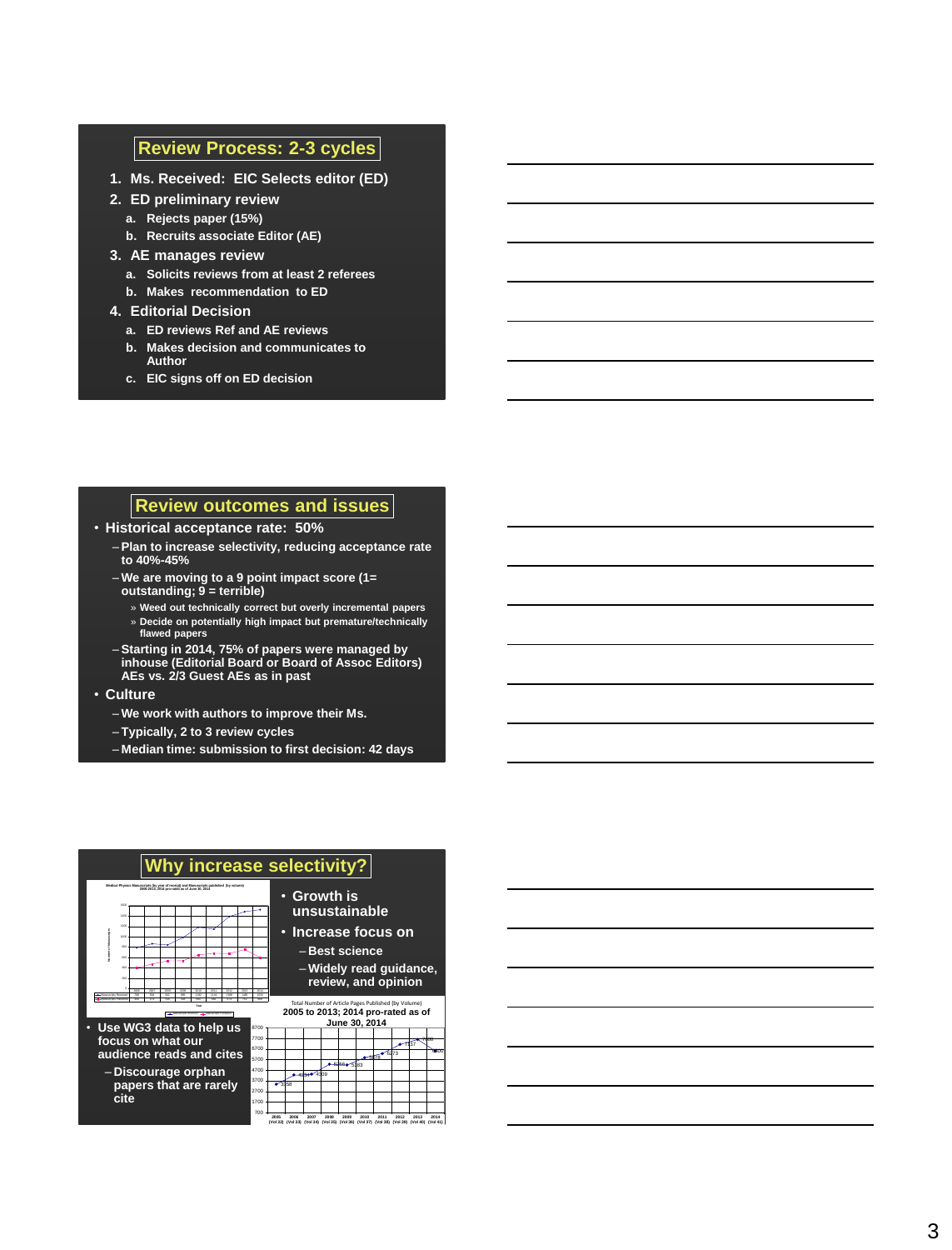## Review Process: 2-3 cycles

1. Ms. Received: EIC Selects editor (ED)
2. ED preliminary review
   a. Rejects paper (15%)
   b. Recruits associate Editor (AE)
3. AE manages review
   a. Solicits reviews from at least 2 referees
   b. Makes recommendation to ED
4. Editorial Decision
   a. ED reviews Ref and AE reviews
   b. Makes decision and communicates to Author
   c. EIC signs off on ED decision

## Review outcomes and issues

- Historical acceptance rate: 50%
  - Plan to increase selectivity, reducing acceptance rate to 40%-45%
  - We are moving to a 9 point impact score (1= outstanding; 9 = terrible)
    - Weed out technically correct but overly incremental papers
    - Decide on potentially high impact but premature/technically flawed papers
  - Starting in 2014, 75% of papers were managed by inhouse (Editorial Board or Board of Assoc Editors) AEs vs. 2/3 Guest AEs as in past
- Culture
  - We work with authors to improve their Ms.
  - Typically, 2 to 3 review cycles
  - Median time: submission to first decision: 42 days

## Why increase selectivity?

Medical Physics Manuscripts (by year of receipt) and Manuscripts published (by volume) 2006-2013; 2014 pro-rated as of June 30, 2014

- Growth is unsustainable
- Increase focus on
  - Best science
  - Widely read guidance, review, and opinion

Total Number of Article Pages Published (by Volume)
2005 to 2013; 2014 pro-rated as of June 30, 2014

| Year | 2005 (Vol 32) | 2006 (Vol 33) | 2007 (Vol 34) | 2008 (Vol 35) | 2009 (Vol 36) | 2010 (Vol 37) | 2011 (Vol 38) | 2012 (Vol 39) | 2013 (Vol 40) | 2014 (Vol 41) |
|---|---|---|---|---|---|---|---|---|---|---|
| Pages | 3158 | 4234 | 4309 | 5166 | 5183 | 5678 | 6273 | 7237 | 7886 | 6800 |

- Use WG3 data to help us focus on what our audience reads and cites
  - Discourage orphan papers that are rarely cite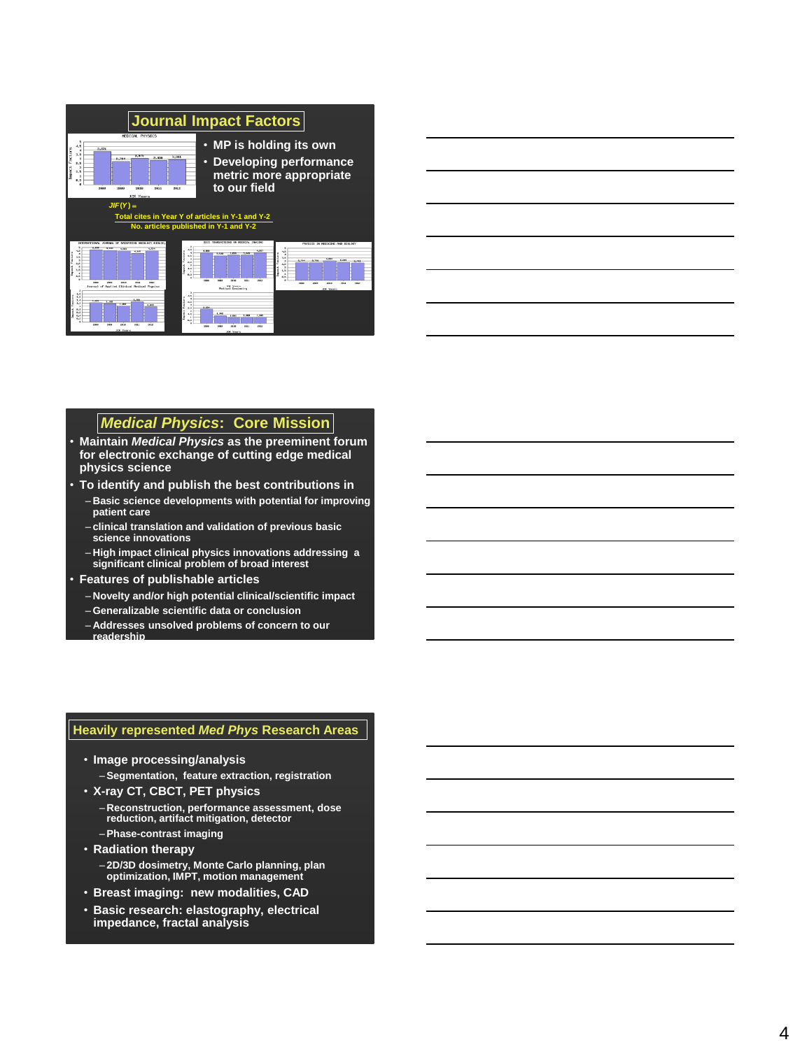## Journal Impact Factors

- MP is holding its own
- Developing performance metric more appropriate to our field

$$JIF(Y) = \frac{\text{Total cites in Year Y of articles in Y-1 and Y-2}}{\text{No. articles published in Y-1 and Y-2}}$$

## *Medical Physics*: Core Mission

- Maintain *Medical Physics* as the preeminent forum for electronic exchange of cutting edge medical physics science
- To identify and publish the best contributions in
  - Basic science developments with potential for improving patient care
  - clinical translation and validation of previous basic science innovations
  - High impact clinical physics innovations addressing a significant clinical problem of broad interest
- Features of publishable articles
  - Novelty and/or high potential clinical/scientific impact
  - Generalizable scientific data or conclusion
  - Addresses unsolved problems of concern to our readership

## Heavily represented *Med Phys* Research Areas

- Image processing/analysis
  - Segmentation, feature extraction, registration
- X-ray CT, CBCT, PET physics
  - Reconstruction, performance assessment, dose reduction, artifact mitigation, detector
  - Phase-contrast imaging
- Radiation therapy
  - 2D/3D dosimetry, Monte Carlo planning, plan optimization, IMPT, motion management
- Breast imaging: new modalities, CAD
- Basic research: elastography, electrical impedance, fractal analysis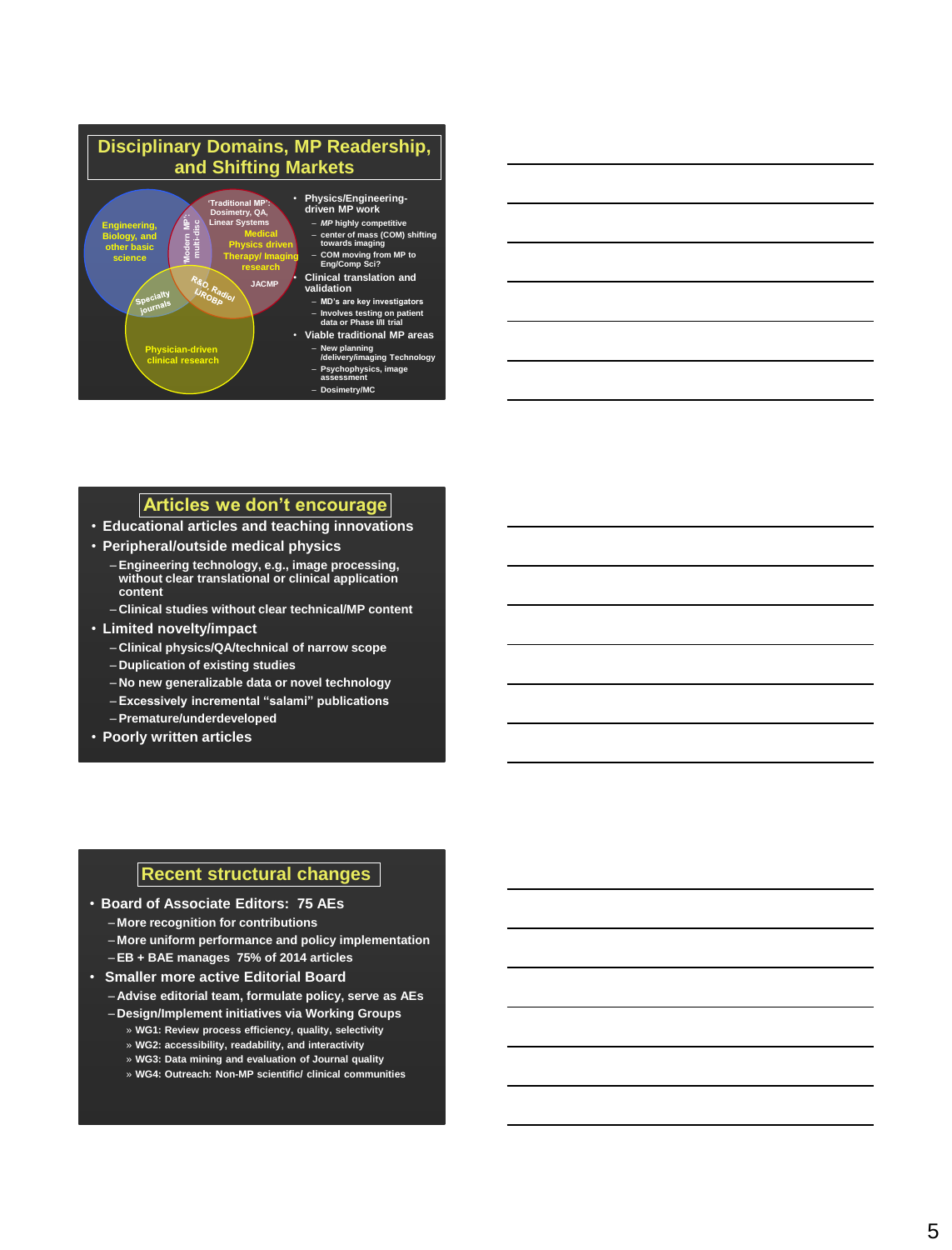## Disciplinary Domains, MP Readership, and Shifting Markets

Venn diagram labels:

- Engineering, Biology, and other basic science
- 'Traditional MP': Dosimetry, QA, Linear Systems
- Medical Physics driven Therapy/ Imaging research
- 'Modern MP': multi-disc
- JACMP
- R&O, Radiol, IJROBP
- Specialty journals
- Physician-driven clinical research

- Physics/Engineering-driven MP work
  - *MP* highly competitive
  - center of mass (COM) shifting towards imaging
  - COM moving from MP to Eng/Comp Sci?
- Clinical translation and validation
  - MD's are key investigators
  - Involves testing on patient data or Phase I/II trial
- Viable traditional MP areas
  - New planning /delivery/imaging Technology
  - Psychophysics, image assessment
  - Dosimetry/MC

## Articles we don't encourage

- Educational articles and teaching innovations
- Peripheral/outside medical physics
  - Engineering technology, e.g., image processing, without clear translational or clinical application content
  - Clinical studies without clear technical/MP content
- Limited novelty/impact
  - Clinical physics/QA/technical of narrow scope
  - Duplication of existing studies
  - No new generalizable data or novel technology
  - Excessively incremental "salami" publications
  - Premature/underdeveloped
- Poorly written articles

## Recent structural changes

- Board of Associate Editors: 75 AEs
  - More recognition for contributions
  - More uniform performance and policy implementation
  - EB + BAE manages 75% of 2014 articles
- Smaller more active Editorial Board
  - Advise editorial team, formulate policy, serve as AEs
  - Design/Implement initiatives via Working Groups
    - » WG1: Review process efficiency, quality, selectivity
    - » WG2: accessibility, readability, and interactivity
    - » WG3: Data mining and evaluation of Journal quality
    - » WG4: Outreach: Non-MP scientific/ clinical communities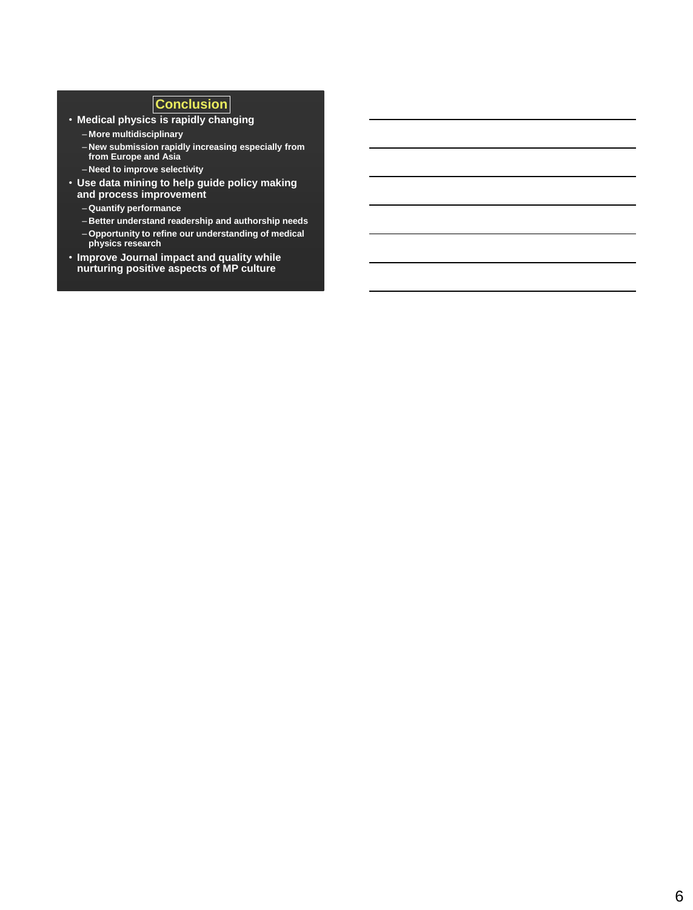## Conclusion

- Medical physics is rapidly changing
  - More multidisciplinary
  - New submission rapidly increasing especially from from Europe and Asia
  - Need to improve selectivity
- Use data mining to help guide policy making and process improvement
  - Quantify performance
  - Better understand readership and authorship needs
  - Opportunity to refine our understanding of medical physics research
- Improve Journal impact and quality while nurturing positive aspects of MP culture